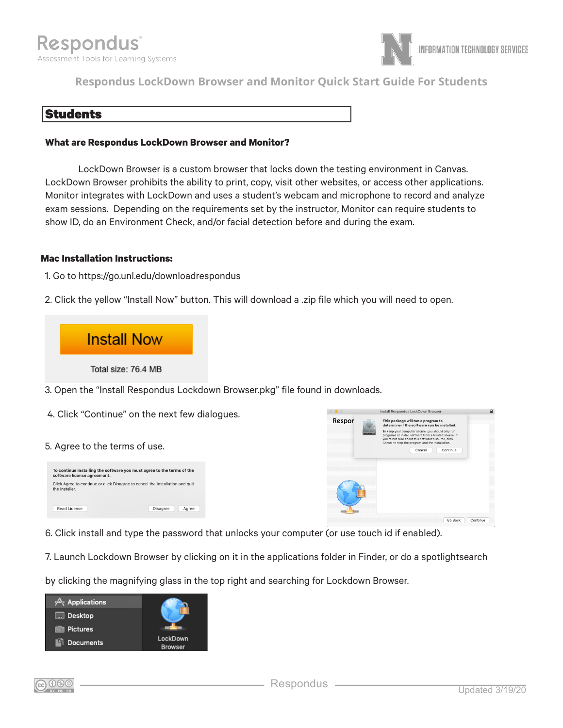Respondus
Assessment Tools for Learning Systems

INFORMATION TECHNOLOGY SERVICES

# Respondus LockDown Browser and Monitor Quick Start Guide For Students

## Students

### What are Respondus LockDown Browser and Monitor?

LockDown Browser is a custom browser that locks down the testing environment in Canvas. LockDown Browser prohibits the ability to print, copy, visit other websites, or access other applications. Monitor integrates with LockDown and uses a student's webcam and microphone to record and analyze exam sessions. Depending on the requirements set by the instructor, Monitor can require students to show ID, do an Environment Check, and/or facial detection before and during the exam.

### Mac Installation Instructions:

1. Go to https://go.unl.edu/downloadrespondus

2. Click the yellow "Install Now" button. This will download a .zip file which you will need to open.

Install Now

Total size: 76.4 MB

3. Open the "Install Respondus Lockdown Browser.pkg" file found in downloads.

4. Click "Continue" on the next few dialogues.

5. Agree to the terms of use.

6. Click install and type the password that unlocks your computer (or use touch id if enabled).

7. Launch Lockdown Browser by clicking on it in the applications folder in Finder, or do a spotlightsearch

by clicking the magnifying glass in the top right and searching for Lockdown Browser.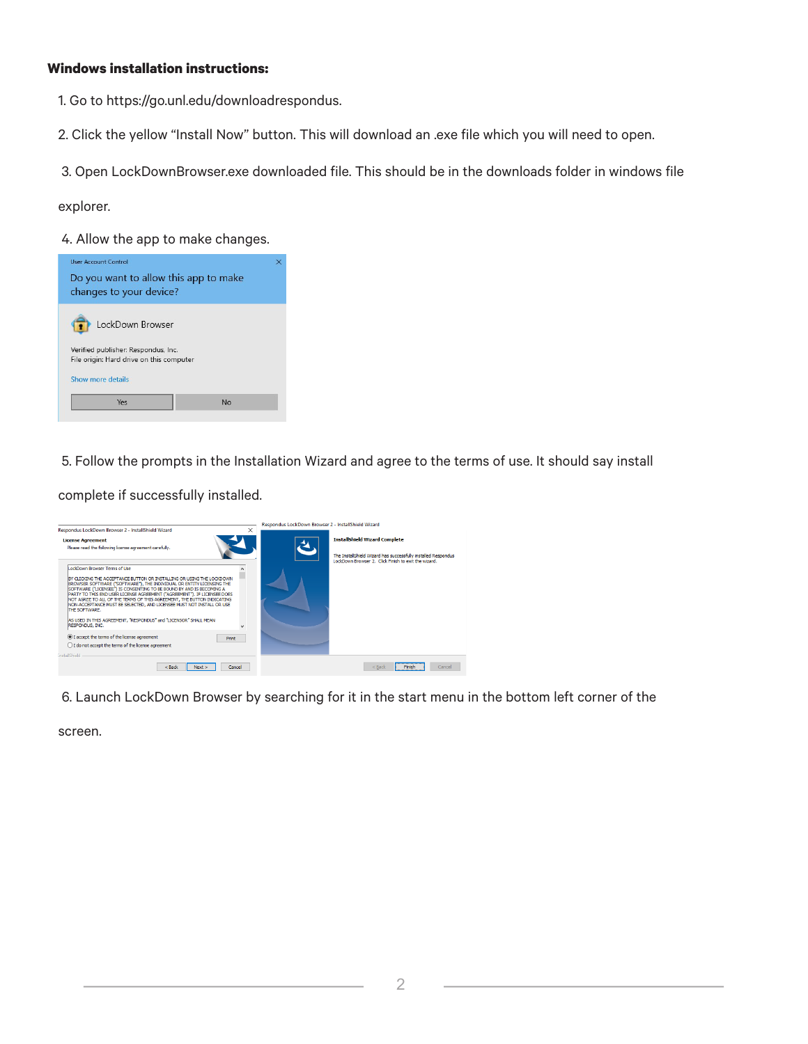**Windows installation instructions:**

1. Go to https://go.unl.edu/downloadrespondus.

2. Click the yellow "Install Now" button. This will download an .exe file which you will need to open.

3. Open LockDownBrowser.exe downloaded file. This should be in the downloads folder in windows file explorer.

4. Allow the app to make changes.

5. Follow the prompts in the Installation Wizard and agree to the terms of use. It should say install complete if successfully installed.

6. Launch LockDown Browser by searching for it in the start menu in the bottom left corner of the screen.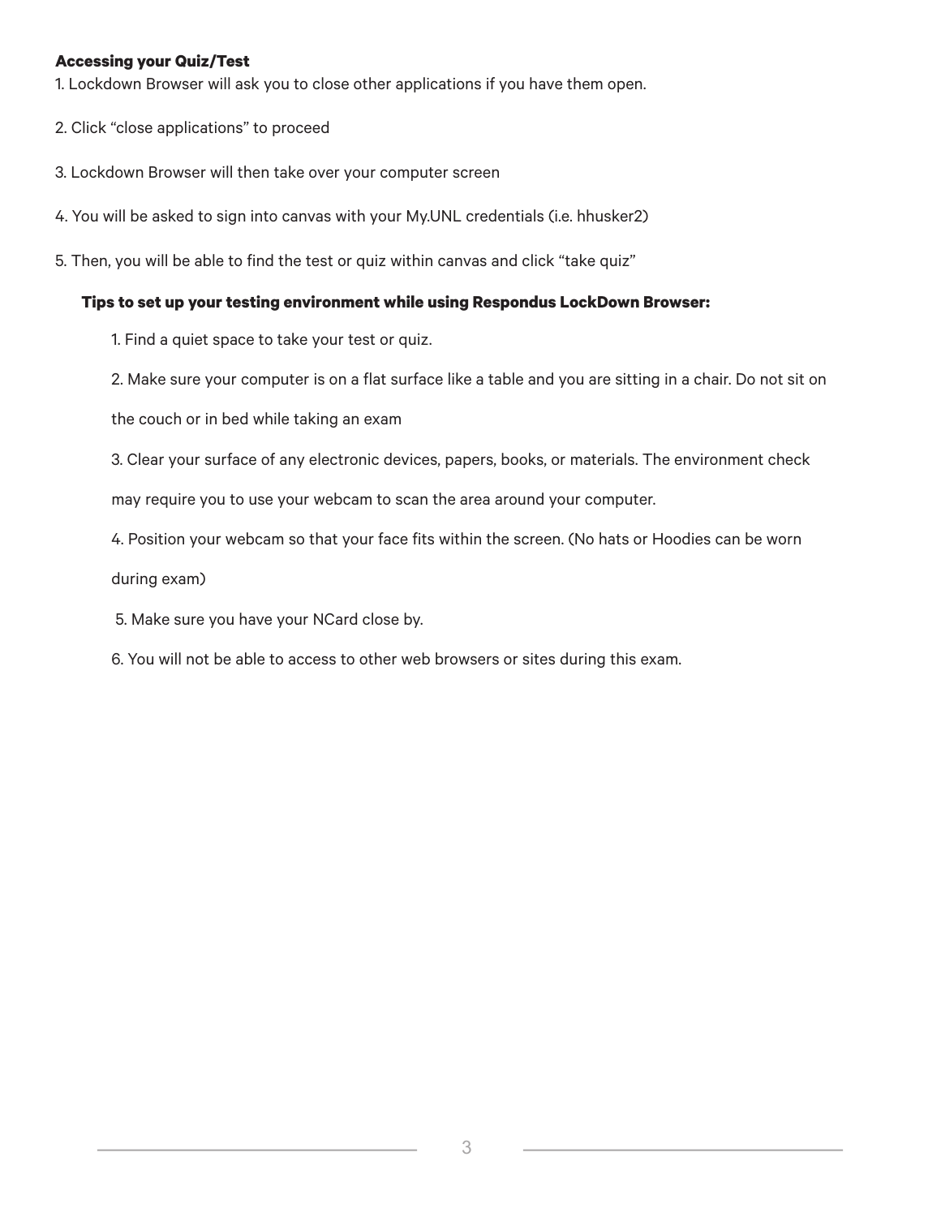**Accessing your Quiz/Test**

1. Lockdown Browser will ask you to close other applications if you have them open.
2. Click "close applications" to proceed
3. Lockdown Browser will then take over your computer screen
4. You will be asked to sign into canvas with your My.UNL credentials (i.e. hhusker2)
5. Then, you will be able to find the test or quiz within canvas and click "take quiz"

**Tips to set up your testing environment while using Respondus LockDown Browser:**

1. Find a quiet space to take your test or quiz.
2. Make sure your computer is on a flat surface like a table and you are sitting in a chair. Do not sit on the couch or in bed while taking an exam
3. Clear your surface of any electronic devices, papers, books, or materials. The environment check may require you to use your webcam to scan the area around your computer.
4. Position your webcam so that your face fits within the screen. (No hats or Hoodies can be worn during exam)
5. Make sure you have your NCard close by.
6. You will not be able to access to other web browsers or sites during this exam.